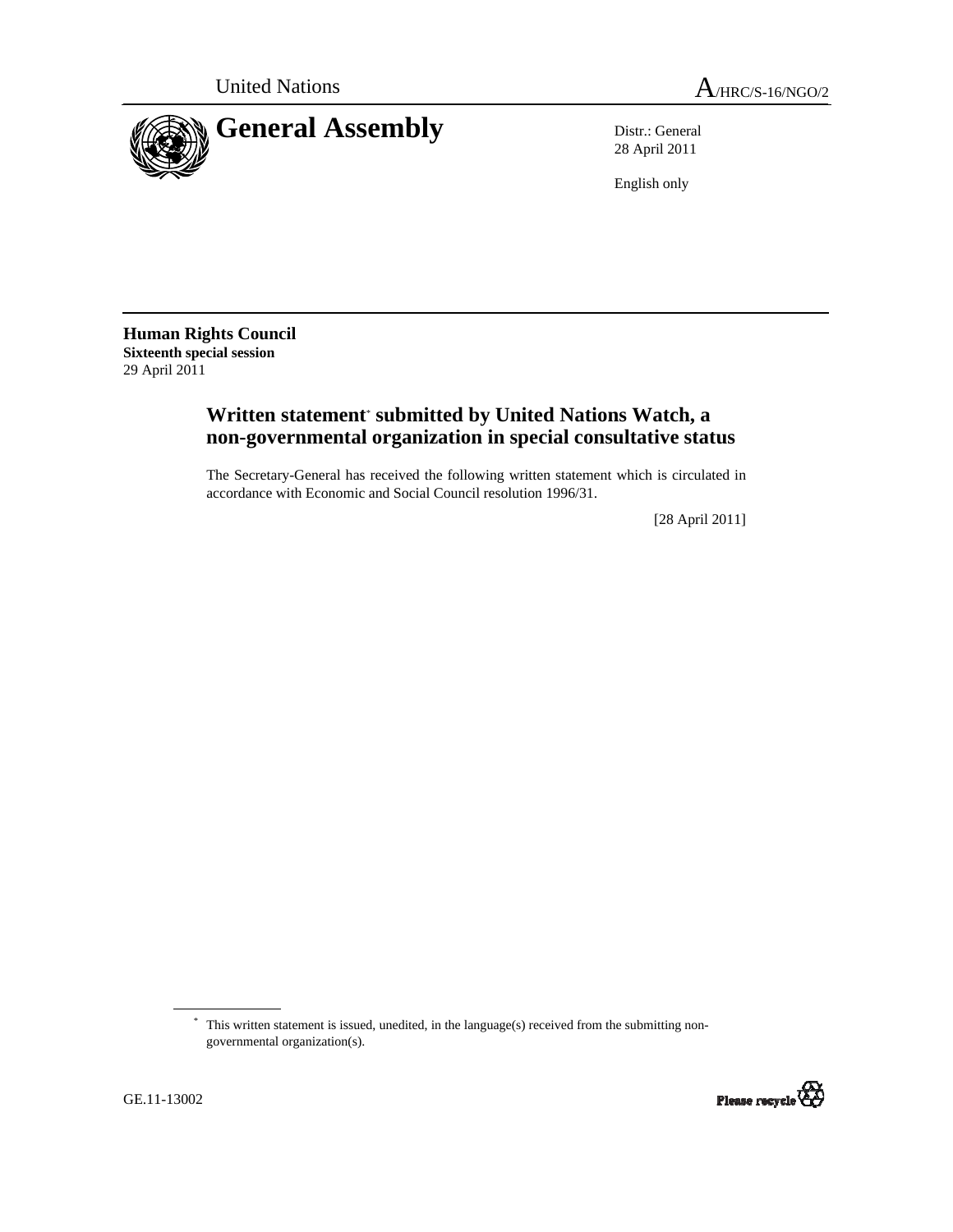United Nations

A/HRC/S-16/NGO/2

# General Assembly

Distr.: General
28 April 2011

English only

**Human Rights Council**
**Sixteenth special session**
29 April 2011

## Written statement* submitted by United Nations Watch, a non-governmental organization in special consultative status

The Secretary-General has received the following written statement which is circulated in accordance with Economic and Social Council resolution 1996/31.

[28 April 2011]

* This written statement is issued, unedited, in the language(s) received from the submitting non-governmental organization(s).

GE.11-13002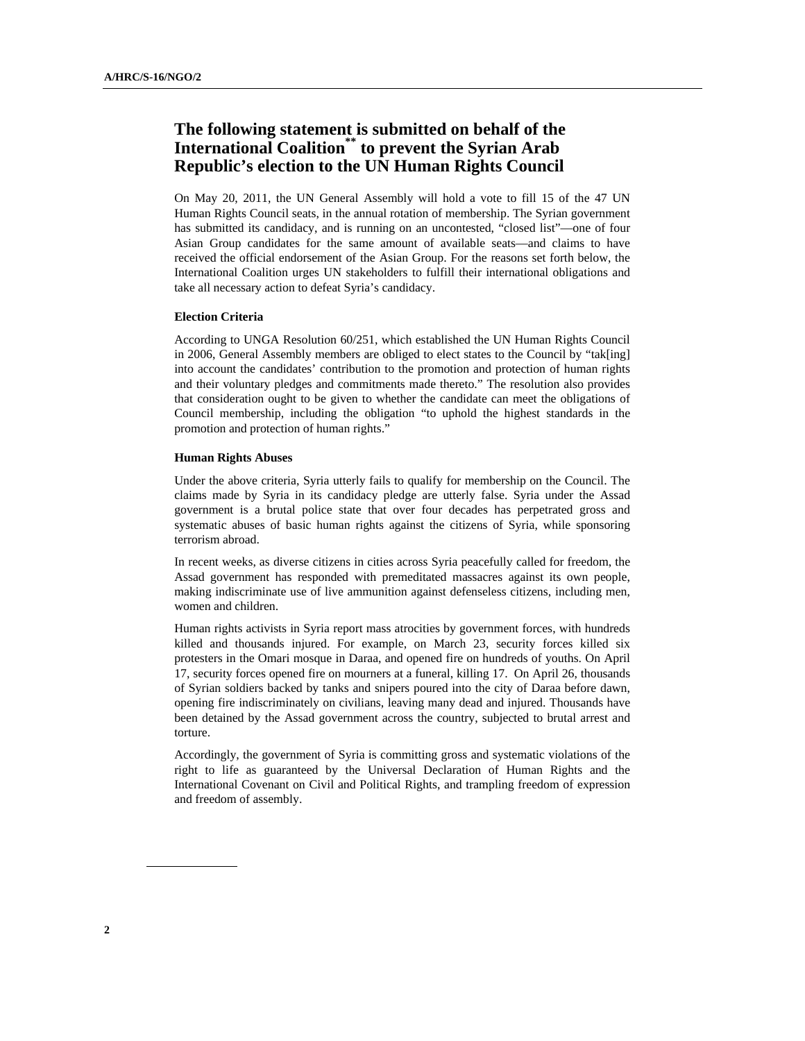# The following statement is submitted on behalf of the International Coalition[**] to prevent the Syrian Arab Republic's election to the UN Human Rights Council

On May 20, 2011, the UN General Assembly will hold a vote to fill 15 of the 47 UN Human Rights Council seats, in the annual rotation of membership. The Syrian government has submitted its candidacy, and is running on an uncontested, "closed list"—one of four Asian Group candidates for the same amount of available seats—and claims to have received the official endorsement of the Asian Group. For the reasons set forth below, the International Coalition urges UN stakeholders to fulfill their international obligations and take all necessary action to defeat Syria's candidacy.

### Election Criteria

According to UNGA Resolution 60/251, which established the UN Human Rights Council in 2006, General Assembly members are obliged to elect states to the Council by "tak[ing] into account the candidates' contribution to the promotion and protection of human rights and their voluntary pledges and commitments made thereto." The resolution also provides that consideration ought to be given to whether the candidate can meet the obligations of Council membership, including the obligation "to uphold the highest standards in the promotion and protection of human rights."

### Human Rights Abuses

Under the above criteria, Syria utterly fails to qualify for membership on the Council. The claims made by Syria in its candidacy pledge are utterly false. Syria under the Assad government is a brutal police state that over four decades has perpetrated gross and systematic abuses of basic human rights against the citizens of Syria, while sponsoring terrorism abroad.

In recent weeks, as diverse citizens in cities across Syria peacefully called for freedom, the Assad government has responded with premeditated massacres against its own people, making indiscriminate use of live ammunition against defenseless citizens, including men, women and children.

Human rights activists in Syria report mass atrocities by government forces, with hundreds killed and thousands injured. For example, on March 23, security forces killed six protesters in the Omari mosque in Daraa, and opened fire on hundreds of youths. On April 17, security forces opened fire on mourners at a funeral, killing 17. On April 26, thousands of Syrian soldiers backed by tanks and snipers poured into the city of Daraa before dawn, opening fire indiscriminately on civilians, leaving many dead and injured. Thousands have been detained by the Assad government across the country, subjected to brutal arrest and torture.

Accordingly, the government of Syria is committing gross and systematic violations of the right to life as guaranteed by the Universal Declaration of Human Rights and the International Covenant on Civil and Political Rights, and trampling freedom of expression and freedom of assembly.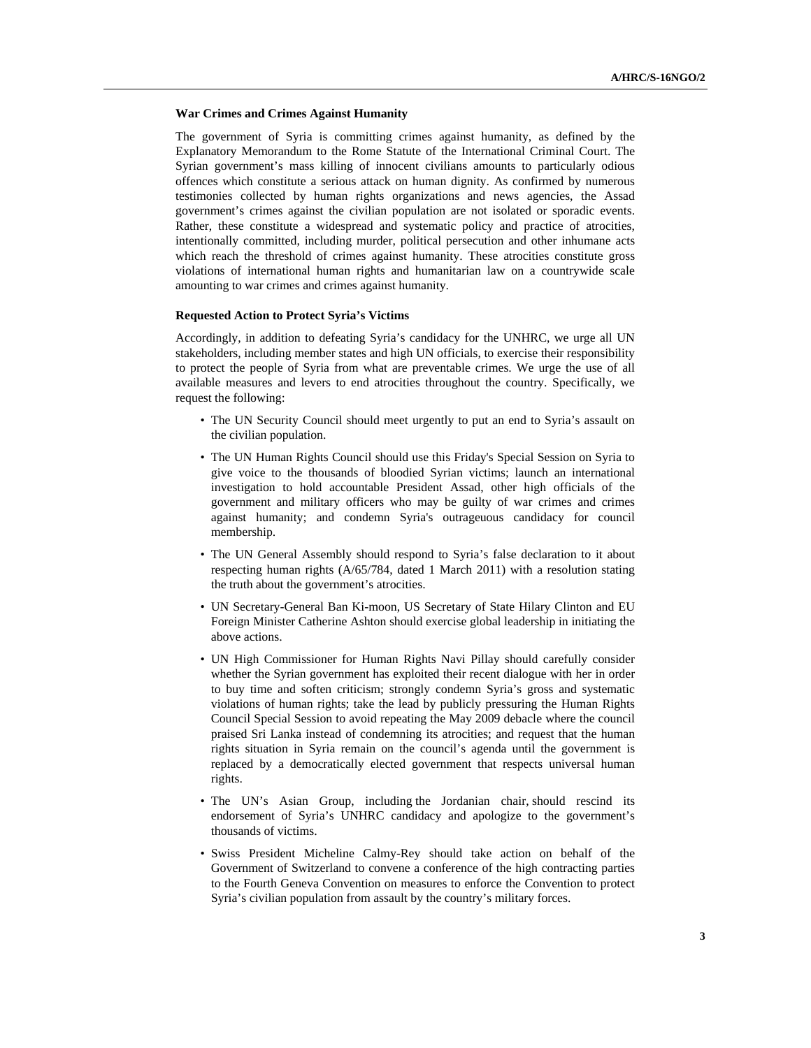**War Crimes and Crimes Against Humanity**

The government of Syria is committing crimes against humanity, as defined by the Explanatory Memorandum to the Rome Statute of the International Criminal Court. The Syrian government's mass killing of innocent civilians amounts to particularly odious offences which constitute a serious attack on human dignity. As confirmed by numerous testimonies collected by human rights organizations and news agencies, the Assad government's crimes against the civilian population are not isolated or sporadic events. Rather, these constitute a widespread and systematic policy and practice of atrocities, intentionally committed, including murder, political persecution and other inhumane acts which reach the threshold of crimes against humanity. These atrocities constitute gross violations of international human rights and humanitarian law on a countrywide scale amounting to war crimes and crimes against humanity.

**Requested Action to Protect Syria's Victims**

Accordingly, in addition to defeating Syria's candidacy for the UNHRC, we urge all UN stakeholders, including member states and high UN officials, to exercise their responsibility to protect the people of Syria from what are preventable crimes. We urge the use of all available measures and levers to end atrocities throughout the country. Specifically, we request the following:

- The UN Security Council should meet urgently to put an end to Syria's assault on the civilian population.
- The UN Human Rights Council should use this Friday's Special Session on Syria to give voice to the thousands of bloodied Syrian victims; launch an international investigation to hold accountable President Assad, other high officials of the government and military officers who may be guilty of war crimes and crimes against humanity; and condemn Syria's outrageous candidacy for council membership.
- The UN General Assembly should respond to Syria's false declaration to it about respecting human rights (A/65/784, dated 1 March 2011) with a resolution stating the truth about the government's atrocities.
- UN Secretary-General Ban Ki-moon, US Secretary of State Hilary Clinton and EU Foreign Minister Catherine Ashton should exercise global leadership in initiating the above actions.
- UN High Commissioner for Human Rights Navi Pillay should carefully consider whether the Syrian government has exploited their recent dialogue with her in order to buy time and soften criticism; strongly condemn Syria's gross and systematic violations of human rights; take the lead by publicly pressuring the Human Rights Council Special Session to avoid repeating the May 2009 debacle where the council praised Sri Lanka instead of condemning its atrocities; and request that the human rights situation in Syria remain on the council's agenda until the government is replaced by a democratically elected government that respects universal human rights.
- The UN's Asian Group, including the Jordanian chair, should rescind its endorsement of Syria's UNHRC candidacy and apologize to the government's thousands of victims.
- Swiss President Micheline Calmy-Rey should take action on behalf of the Government of Switzerland to convene a conference of the high contracting parties to the Fourth Geneva Convention on measures to enforce the Convention to protect Syria's civilian population from assault by the country's military forces.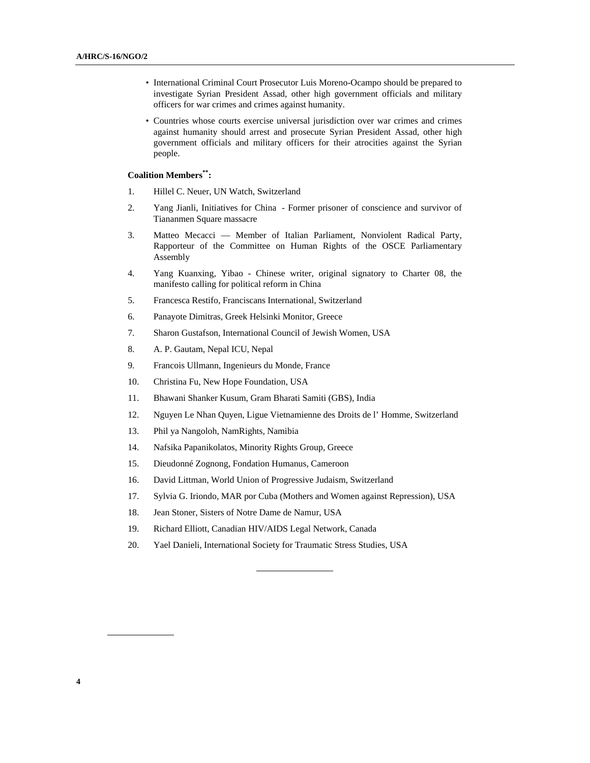- International Criminal Court Prosecutor Luis Moreno-Ocampo should be prepared to investigate Syrian President Assad, other high government officials and military officers for war crimes and crimes against humanity.
- Countries whose courts exercise universal jurisdiction over war crimes and crimes against humanity should arrest and prosecute Syrian President Assad, other high government officials and military officers for their atrocities against the Syrian people.

**Coalition Members[**]:**

1. Hillel C. Neuer, UN Watch, Switzerland
2. Yang Jianli, Initiatives for China - Former prisoner of conscience and survivor of Tiananmen Square massacre
3. Matteo Mecacci — Member of Italian Parliament, Nonviolent Radical Party, Rapporteur of the Committee on Human Rights of the OSCE Parliamentary Assembly
4. Yang Kuanxing, Yibao - Chinese writer, original signatory to Charter 08, the manifesto calling for political reform in China
5. Francesca Restifo, Franciscans International, Switzerland
6. Panayote Dimitras, Greek Helsinki Monitor, Greece
7. Sharon Gustafson, International Council of Jewish Women, USA
8. A. P. Gautam, Nepal ICU, Nepal
9. Francois Ullmann, Ingenieurs du Monde, France
10. Christina Fu, New Hope Foundation, USA
11. Bhawani Shanker Kusum, Gram Bharati Samiti (GBS), India
12. Nguyen Le Nhan Quyen, Ligue Vietnamienne des Droits de l' Homme, Switzerland
13. Phil ya Nangoloh, NamRights, Namibia
14. Nafsika Papanikolatos, Minority Rights Group, Greece
15. Dieudonné Zognong, Fondation Humanus, Cameroon
16. David Littman, World Union of Progressive Judaism, Switzerland
17. Sylvia G. Iriondo, MAR por Cuba (Mothers and Women against Repression), USA
18. Jean Stoner, Sisters of Notre Dame de Namur, USA
19. Richard Elliott, Canadian HIV/AIDS Legal Network, Canada
20. Yael Danieli, International Society for Traumatic Stress Studies, USA